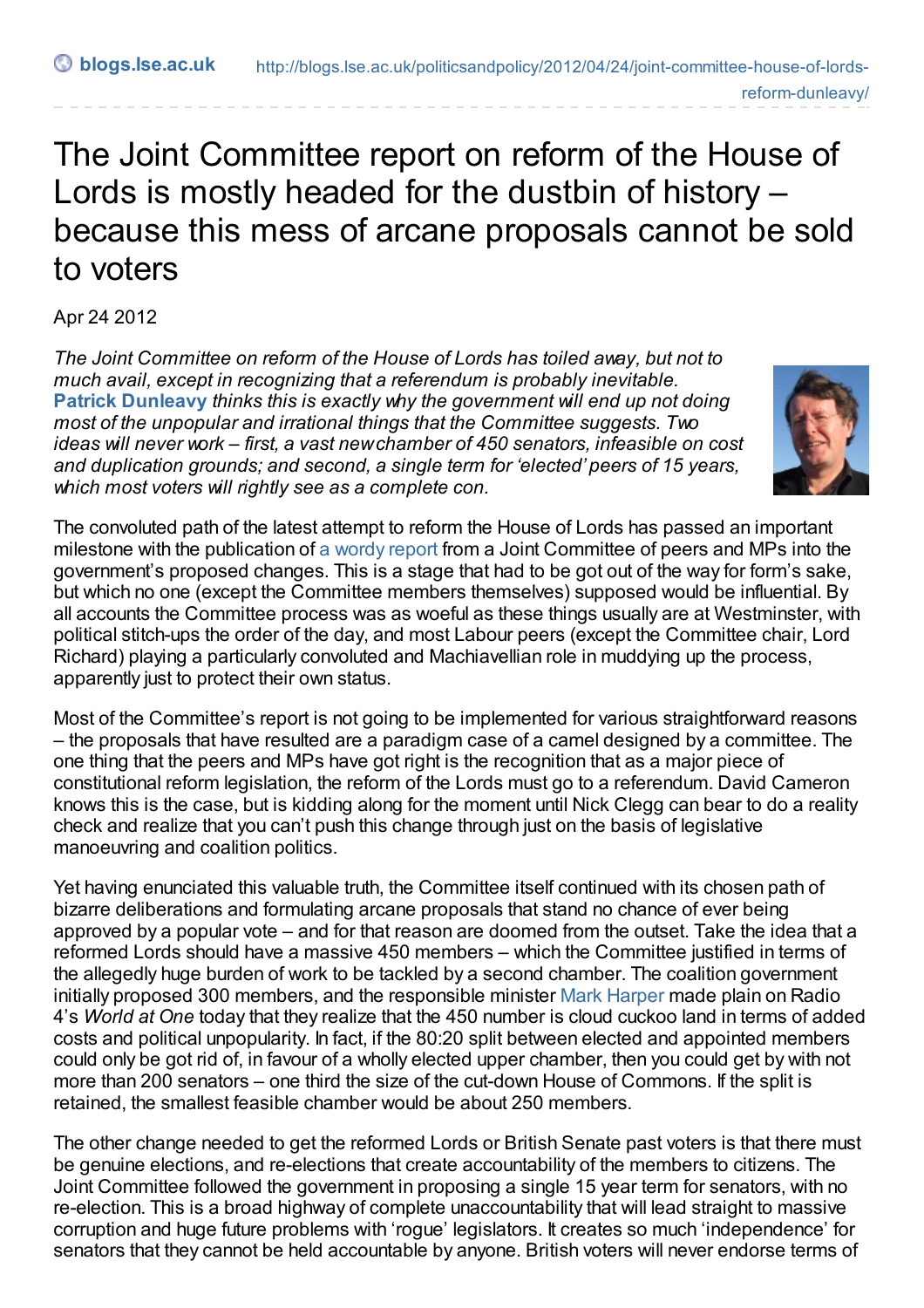# The Joint Committee report on reform of the House of Lords is mostly headed for the dustbin of history – because this mess of arcane proposals cannot be sold to voters

Apr 24 2012

*The Joint Committee on reform of the House of Lords has toiled away, but not to much avail, except in recognizing that a referendum is probably inevitable.* **Patrick Dunleavy** *thinks this is exactly why the government will end up not doing most of the unpopular and irrational things that the Committee suggests. Two ideas will never work – first, a vast new chamber of 450 senators, infeasible on cost and duplication grounds; and second, a single term for 'elected' peers of 15 years, which most voters will rightly see as a complete con.*

The convoluted path of the latest attempt to reform the House of Lords has passed an important milestone with the publication of a wordy report from a Joint Committee of peers and MPs into the government's proposed changes. This is a stage that had to be got out of the way for form's sake, but which no one (except the Committee members themselves) supposed would be influential. By all accounts the Committee process was as woeful as these things usually are at Westminster, with political stitch-ups the order of the day, and most Labour peers (except the Committee chair, Lord Richard) playing a particularly convoluted and Machiavellian role in muddying up the process, apparently just to protect their own status.

Most of the Committee's report is not going to be implemented for various straightforward reasons – the proposals that have resulted are a paradigm case of a camel designed by a committee. The one thing that the peers and MPs have got right is the recognition that as a major piece of constitutional reform legislation, the reform of the Lords must go to a referendum. David Cameron knows this is the case, but is kidding along for the moment until Nick Clegg can bear to do a reality check and realize that you can't push this change through just on the basis of legislative manoeuvring and coalition politics.

Yet having enunciated this valuable truth, the Committee itself continued with its chosen path of bizarre deliberations and formulating arcane proposals that stand no chance of ever being approved by a popular vote – and for that reason are doomed from the outset. Take the idea that a reformed Lords should have a massive 450 members – which the Committee justified in terms of the allegedly huge burden of work to be tackled by a second chamber. The coalition government initially proposed 300 members, and the responsible minister Mark Harper made plain on Radio 4's *World at One* today that they realize that the 450 number is cloud cuckoo land in terms of added costs and political unpopularity. In fact, if the 80:20 split between elected and appointed members could only be got rid of, in favour of a wholly elected upper chamber, then you could get by with not more than 200 senators – one third the size of the cut-down House of Commons. If the split is retained, the smallest feasible chamber would be about 250 members.

The other change needed to get the reformed Lords or British Senate past voters is that there must be genuine elections, and re-elections that create accountability of the members to citizens. The Joint Committee followed the government in proposing a single 15 year term for senators, with no re-election. This is a broad highway of complete unaccountability that will lead straight to massive corruption and huge future problems with 'rogue' legislators. It creates so much 'independence' for senators that they cannot be held accountable by anyone. British voters will never endorse terms of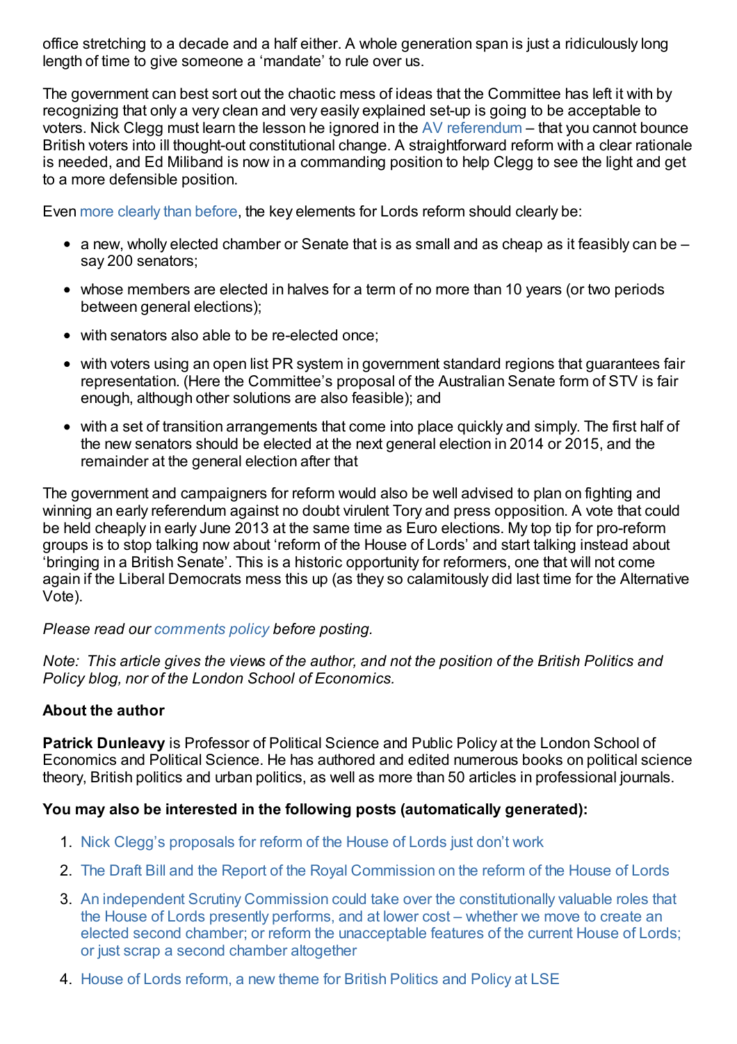office stretching to a decade and a half either. A whole generation span is just a ridiculously long length of time to give someone a 'mandate' to rule over us.

The government can best sort out the chaotic mess of ideas that the Committee has left it with by recognizing that only a very clean and very easily explained set-up is going to be acceptable to voters. Nick Clegg must learn the lesson he ignored in the AV referendum – that you cannot bounce British voters into ill thought-out constitutional change. A straightforward reform with a clear rationale is needed, and Ed Miliband is now in a commanding position to help Clegg to see the light and get to a more defensible position.

Even more clearly than before, the key elements for Lords reform should clearly be:

- a new, wholly elected chamber or Senate that is as small and as cheap as it feasibly can be – say 200 senators;
- whose members are elected in halves for a term of no more than 10 years (or two periods between general elections);
- with senators also able to be re-elected once;
- with voters using an open list PR system in government standard regions that guarantees fair representation. (Here the Committee's proposal of the Australian Senate form of STV is fair enough, although other solutions are also feasible); and
- with a set of transition arrangements that come into place quickly and simply. The first half of the new senators should be elected at the next general election in 2014 or 2015, and the remainder at the general election after that

The government and campaigners for reform would also be well advised to plan on fighting and winning an early referendum against no doubt virulent Tory and press opposition. A vote that could be held cheaply in early June 2013 at the same time as Euro elections. My top tip for pro-reform groups is to stop talking now about 'reform of the House of Lords' and start talking instead about 'bringing in a British Senate'. This is a historic opportunity for reformers, one that will not come again if the Liberal Democrats mess this up (as they so calamitously did last time for the Alternative Vote).

*Please read our comments policy before posting.*

*Note: This article gives the views of the author, and not the position of the British Politics and Policy blog, nor of the London School of Economics.*

**About the author**

**Patrick Dunleavy** is Professor of Political Science and Public Policy at the London School of Economics and Political Science. He has authored and edited numerous books on political science theory, British politics and urban politics, as well as more than 50 articles in professional journals.

**You may also be interested in the following posts (automatically generated):**

1. Nick Clegg's proposals for reform of the House of Lords just don't work
2. The Draft Bill and the Report of the Royal Commission on the reform of the House of Lords
3. An independent Scrutiny Commission could take over the constitutionally valuable roles that the House of Lords presently performs, and at lower cost – whether we move to create an elected second chamber; or reform the unacceptable features of the current House of Lords; or just scrap a second chamber altogether
4. House of Lords reform, a new theme for British Politics and Policy at LSE